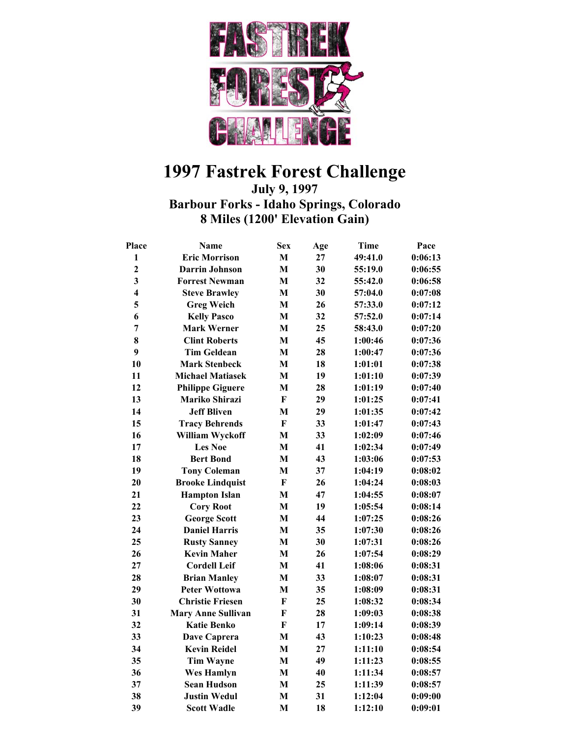# 1997 Fastrek Forest Challenge

### July 9, 1997
### Barbour Forks - Idaho Springs, Colorado
### 8 Miles (1200' Elevation Gain)

| Place | Name | Sex | Age | Time | Pace |
|---|---|---|---|---|---|
| 1 | Eric Morrison | M | 27 | 49:41.0 | 0:06:13 |
| 2 | Darrin Johnson | M | 30 | 55:19.0 | 0:06:55 |
| 3 | Forrest Newman | M | 32 | 55:42.0 | 0:06:58 |
| 4 | Steve Brawley | M | 30 | 57:04.0 | 0:07:08 |
| 5 | Greg Weich | M | 26 | 57:33.0 | 0:07:12 |
| 6 | Kelly Pasco | M | 32 | 57:52.0 | 0:07:14 |
| 7 | Mark Werner | M | 25 | 58:43.0 | 0:07:20 |
| 8 | Clint Roberts | M | 45 | 1:00:46 | 0:07:36 |
| 9 | Tim Geldean | M | 28 | 1:00:47 | 0:07:36 |
| 10 | Mark Stenbeck | M | 18 | 1:01:01 | 0:07:38 |
| 11 | Michael Matiasek | M | 19 | 1:01:10 | 0:07:39 |
| 12 | Philippe Giguere | M | 28 | 1:01:19 | 0:07:40 |
| 13 | Mariko Shirazi | F | 29 | 1:01:25 | 0:07:41 |
| 14 | Jeff Bliven | M | 29 | 1:01:35 | 0:07:42 |
| 15 | Tracy Behrends | F | 33 | 1:01:47 | 0:07:43 |
| 16 | William Wyckoff | M | 33 | 1:02:09 | 0:07:46 |
| 17 | Les Noe | M | 41 | 1:02:34 | 0:07:49 |
| 18 | Bert Bond | M | 43 | 1:03:06 | 0:07:53 |
| 19 | Tony Coleman | M | 37 | 1:04:19 | 0:08:02 |
| 20 | Brooke Lindquist | F | 26 | 1:04:24 | 0:08:03 |
| 21 | Hampton Islan | M | 47 | 1:04:55 | 0:08:07 |
| 22 | Cory Root | M | 19 | 1:05:54 | 0:08:14 |
| 23 | George Scott | M | 44 | 1:07:25 | 0:08:26 |
| 24 | Daniel Harris | M | 35 | 1:07:30 | 0:08:26 |
| 25 | Rusty Sanney | M | 30 | 1:07:31 | 0:08:26 |
| 26 | Kevin Maher | M | 26 | 1:07:54 | 0:08:29 |
| 27 | Cordell Leif | M | 41 | 1:08:06 | 0:08:31 |
| 28 | Brian Manley | M | 33 | 1:08:07 | 0:08:31 |
| 29 | Peter Wottowa | M | 35 | 1:08:09 | 0:08:31 |
| 30 | Christie Friesen | F | 25 | 1:08:32 | 0:08:34 |
| 31 | Mary Anne Sullivan | F | 28 | 1:09:03 | 0:08:38 |
| 32 | Katie Benko | F | 17 | 1:09:14 | 0:08:39 |
| 33 | Dave Caprera | M | 43 | 1:10:23 | 0:08:48 |
| 34 | Kevin Reidel | M | 27 | 1:11:10 | 0:08:54 |
| 35 | Tim Wayne | M | 49 | 1:11:23 | 0:08:55 |
| 36 | Wes Hamlyn | M | 40 | 1:11:34 | 0:08:57 |
| 37 | Sean Hudson | M | 25 | 1:11:39 | 0:08:57 |
| 38 | Justin Wedul | M | 31 | 1:12:04 | 0:09:00 |
| 39 | Scott Wadle | M | 18 | 1:12:10 | 0:09:01 |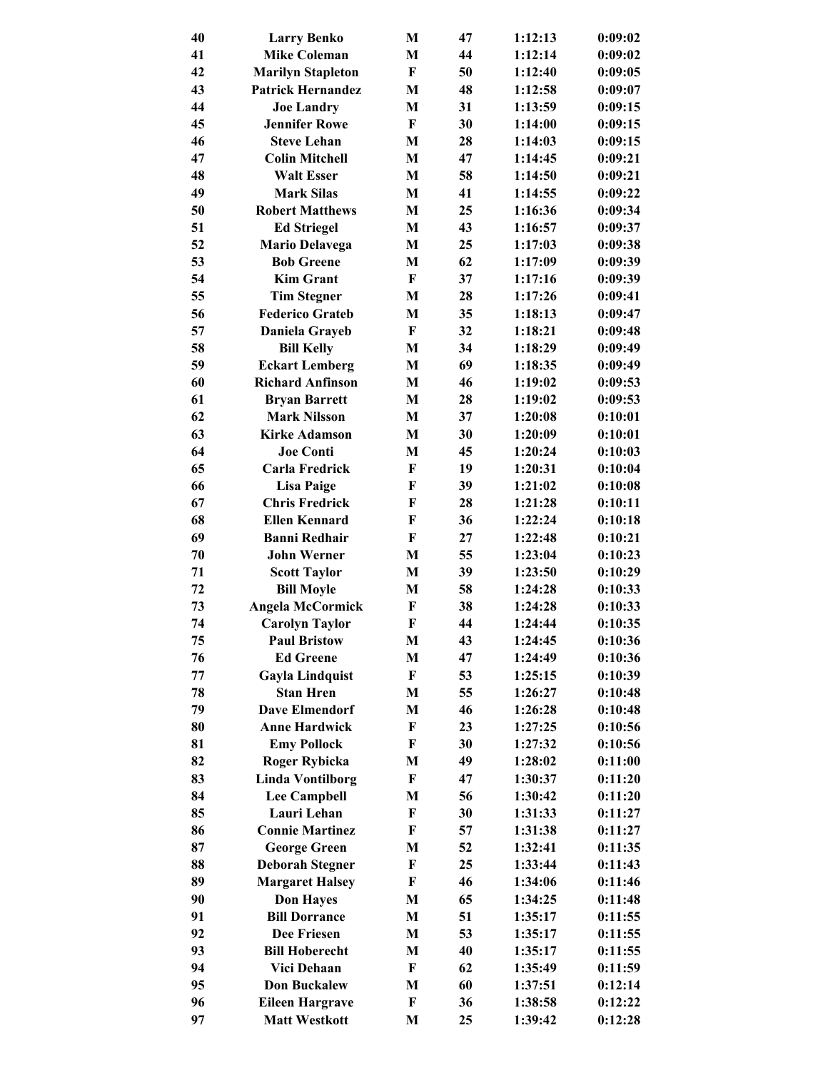| 40 | Larry Benko | M | 47 | 1:12:13 | 0:09:02 |
|---|---|---|---|---|---|
| 41 | Mike Coleman | M | 44 | 1:12:14 | 0:09:02 |
| 42 | Marilyn Stapleton | F | 50 | 1:12:40 | 0:09:05 |
| 43 | Patrick Hernandez | M | 48 | 1:12:58 | 0:09:07 |
| 44 | Joe Landry | M | 31 | 1:13:59 | 0:09:15 |
| 45 | Jennifer Rowe | F | 30 | 1:14:00 | 0:09:15 |
| 46 | Steve Lehan | M | 28 | 1:14:03 | 0:09:15 |
| 47 | Colin Mitchell | M | 47 | 1:14:45 | 0:09:21 |
| 48 | Walt Esser | M | 58 | 1:14:50 | 0:09:21 |
| 49 | Mark Silas | M | 41 | 1:14:55 | 0:09:22 |
| 50 | Robert Matthews | M | 25 | 1:16:36 | 0:09:34 |
| 51 | Ed Striegel | M | 43 | 1:16:57 | 0:09:37 |
| 52 | Mario Delavega | M | 25 | 1:17:03 | 0:09:38 |
| 53 | Bob Greene | M | 62 | 1:17:09 | 0:09:39 |
| 54 | Kim Grant | F | 37 | 1:17:16 | 0:09:39 |
| 55 | Tim Stegner | M | 28 | 1:17:26 | 0:09:41 |
| 56 | Federico Grateb | M | 35 | 1:18:13 | 0:09:47 |
| 57 | Daniela Grayeb | F | 32 | 1:18:21 | 0:09:48 |
| 58 | Bill Kelly | M | 34 | 1:18:29 | 0:09:49 |
| 59 | Eckart Lemberg | M | 69 | 1:18:35 | 0:09:49 |
| 60 | Richard Anfinson | M | 46 | 1:19:02 | 0:09:53 |
| 61 | Bryan Barrett | M | 28 | 1:19:02 | 0:09:53 |
| 62 | Mark Nilsson | M | 37 | 1:20:08 | 0:10:01 |
| 63 | Kirke Adamson | M | 30 | 1:20:09 | 0:10:01 |
| 64 | Joe Conti | M | 45 | 1:20:24 | 0:10:03 |
| 65 | Carla Fredrick | F | 19 | 1:20:31 | 0:10:04 |
| 66 | Lisa Paige | F | 39 | 1:21:02 | 0:10:08 |
| 67 | Chris Fredrick | F | 28 | 1:21:28 | 0:10:11 |
| 68 | Ellen Kennard | F | 36 | 1:22:24 | 0:10:18 |
| 69 | Banni Redhair | F | 27 | 1:22:48 | 0:10:21 |
| 70 | John Werner | M | 55 | 1:23:04 | 0:10:23 |
| 71 | Scott Taylor | M | 39 | 1:23:50 | 0:10:29 |
| 72 | Bill Moyle | M | 58 | 1:24:28 | 0:10:33 |
| 73 | Angela McCormick | F | 38 | 1:24:28 | 0:10:33 |
| 74 | Carolyn Taylor | F | 44 | 1:24:44 | 0:10:35 |
| 75 | Paul Bristow | M | 43 | 1:24:45 | 0:10:36 |
| 76 | Ed Greene | M | 47 | 1:24:49 | 0:10:36 |
| 77 | Gayla Lindquist | F | 53 | 1:25:15 | 0:10:39 |
| 78 | Stan Hren | M | 55 | 1:26:27 | 0:10:48 |
| 79 | Dave Elmendorf | M | 46 | 1:26:28 | 0:10:48 |
| 80 | Anne Hardwick | F | 23 | 1:27:25 | 0:10:56 |
| 81 | Emy Pollock | F | 30 | 1:27:32 | 0:10:56 |
| 82 | Roger Rybicka | M | 49 | 1:28:02 | 0:11:00 |
| 83 | Linda Vontilborg | F | 47 | 1:30:37 | 0:11:20 |
| 84 | Lee Campbell | M | 56 | 1:30:42 | 0:11:20 |
| 85 | Lauri Lehan | F | 30 | 1:31:33 | 0:11:27 |
| 86 | Connie Martinez | F | 57 | 1:31:38 | 0:11:27 |
| 87 | George Green | M | 52 | 1:32:41 | 0:11:35 |
| 88 | Deborah Stegner | F | 25 | 1:33:44 | 0:11:43 |
| 89 | Margaret Halsey | F | 46 | 1:34:06 | 0:11:46 |
| 90 | Don Hayes | M | 65 | 1:34:25 | 0:11:48 |
| 91 | Bill Dorrance | M | 51 | 1:35:17 | 0:11:55 |
| 92 | Dee Friesen | M | 53 | 1:35:17 | 0:11:55 |
| 93 | Bill Hoberecht | M | 40 | 1:35:17 | 0:11:55 |
| 94 | Vici Dehaan | F | 62 | 1:35:49 | 0:11:59 |
| 95 | Don Buckalew | M | 60 | 1:37:51 | 0:12:14 |
| 96 | Eileen Hargrave | F | 36 | 1:38:58 | 0:12:22 |
| 97 | Matt Westkott | M | 25 | 1:39:42 | 0:12:28 |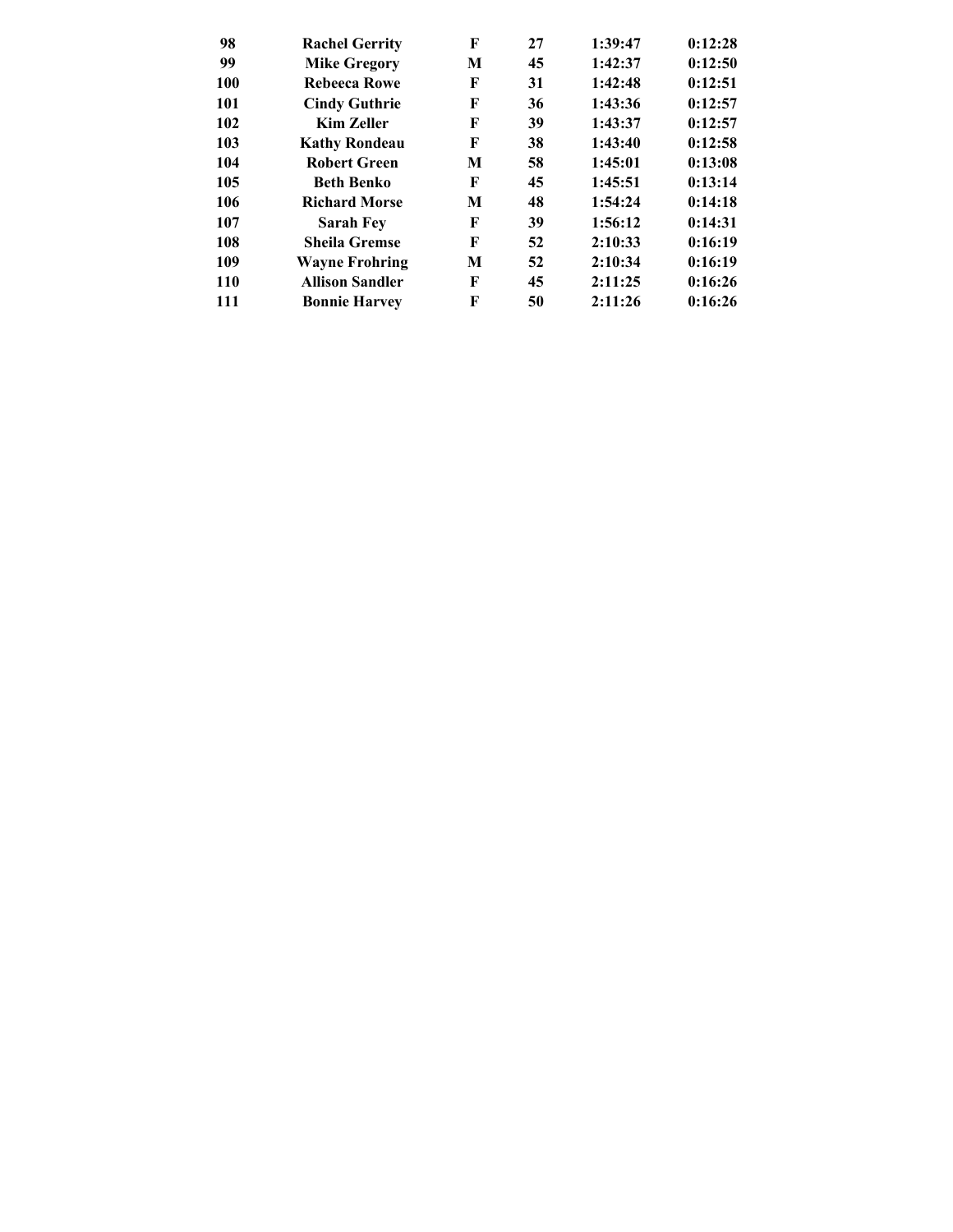| | | | | | |
|---|---|---|---|---|---|
| 98 | Rachel Gerrity | F | 27 | 1:39:47 | 0:12:28 |
| 99 | Mike Gregory | M | 45 | 1:42:37 | 0:12:50 |
| 100 | Rebeeca Rowe | F | 31 | 1:42:48 | 0:12:51 |
| 101 | Cindy Guthrie | F | 36 | 1:43:36 | 0:12:57 |
| 102 | Kim Zeller | F | 39 | 1:43:37 | 0:12:57 |
| 103 | Kathy Rondeau | F | 38 | 1:43:40 | 0:12:58 |
| 104 | Robert Green | M | 58 | 1:45:01 | 0:13:08 |
| 105 | Beth Benko | F | 45 | 1:45:51 | 0:13:14 |
| 106 | Richard Morse | M | 48 | 1:54:24 | 0:14:18 |
| 107 | Sarah Fey | F | 39 | 1:56:12 | 0:14:31 |
| 108 | Sheila Gremse | F | 52 | 2:10:33 | 0:16:19 |
| 109 | Wayne Frohring | M | 52 | 2:10:34 | 0:16:19 |
| 110 | Allison Sandler | F | 45 | 2:11:25 | 0:16:26 |
| 111 | Bonnie Harvey | F | 50 | 2:11:26 | 0:16:26 |